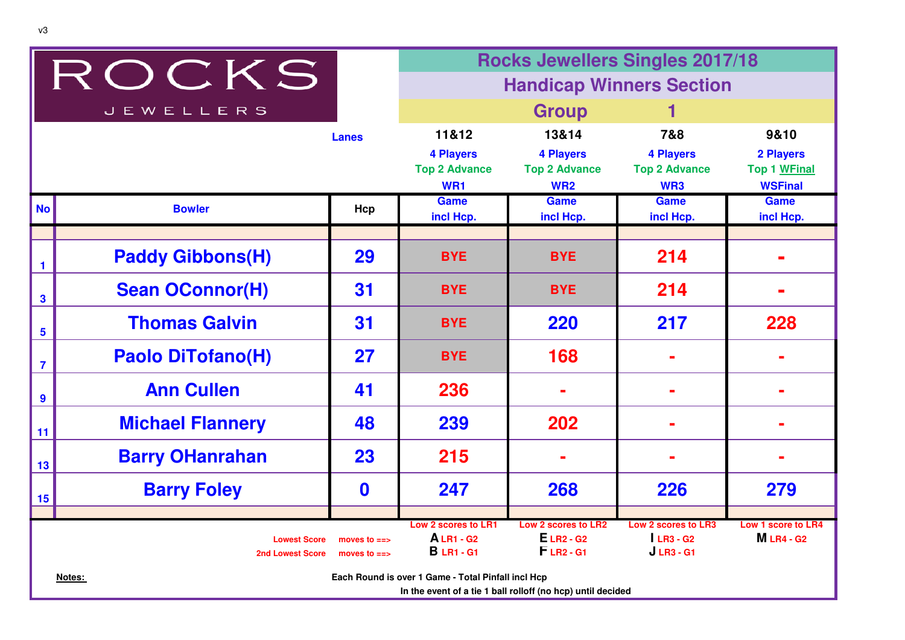v3

ROCKS JEWELLERS

# Rocks Jewellers Singles 2017/18

## Handicap Winners Section

## Group 1

| No | Bowler | Hcp | 11&12<br>4 Players<br>Top 2 Advance<br>WR1<br>Game incl Hcp. | 13&14<br>4 Players<br>Top 2 Advance<br>WR2<br>Game incl Hcp. | 7&8<br>4 Players<br>Top 2 Advance<br>WR3<br>Game incl Hcp. | 9&10<br>2 Players<br>Top 1 WFinal<br>WSFinal<br>Game incl Hcp. |
|---|---|---|---|---|---|---|
| 1 | Paddy Gibbons(H) | 29 | BYE | BYE | 214 | - |
| 3 | Sean OConnor(H) | 31 | BYE | BYE | 214 | - |
| 5 | Thomas Galvin | 31 | BYE | 220 | 217 | 228 |
| 7 | Paolo DiTofano(H) | 27 | BYE | 168 | - | - |
| 9 | Ann Cullen | 41 | 236 | - | - | - |
| 11 | Michael Flannery | 48 | 239 | 202 | - | - |
| 13 | Barry OHanrahan | 23 | 215 | - | - | - |
| 15 | Barry Foley | 0 | 247 | 268 | 226 | 279 |
| | | | Low 2 scores to LR1 | Low 2 scores to LR2 | Low 2 scores to LR3 | Low 1 score to LR4 |
| | Lowest Score | moves to ==> | A LR1 - G2 | E LR2 - G2 | I LR3 - G2 | M LR4 - G2 |
| | 2nd Lowest Score | moves to ==> | B LR1 - G1 | F LR2 - G1 | J LR3 - G1 | |

**Notes:**

Each Round is over 1 Game - Total Pinfall incl Hcp

In the event of a tie 1 ball rolloff (no hcp) until decided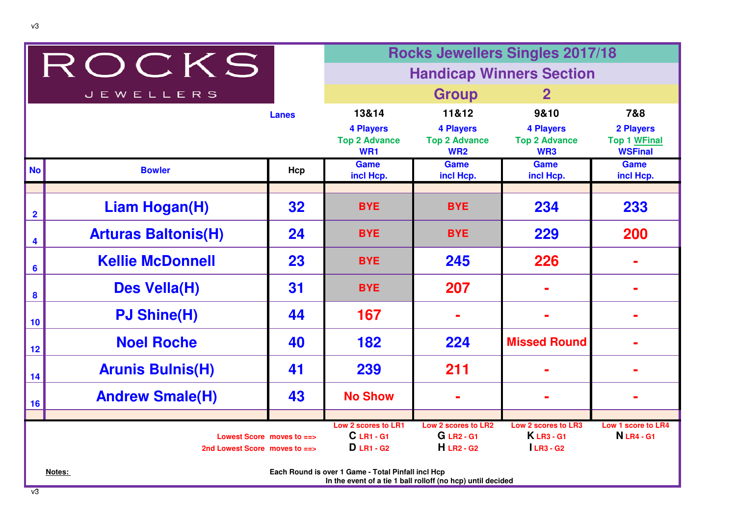# ROCKS JEWELLERS

## Rocks Jewellers Singles 2017/18

## Handicap Winners Section

### Group 2

| | | Lanes | 13&14 | 11&12 | 9&10 | 7&8 |
|---|---|---|---|---|---|---|
| | | | 4 Players | 4 Players | 4 Players | 2 Players |
| | | | Top 2 Advance | Top 2 Advance | Top 2 Advance | Top 1 WFinal |
| | | | WR1 | WR2 | WR3 | WSFinal |
| **No** | **Bowler** | **Hcp** | **Game incl Hcp.** | **Game incl Hcp.** | **Game incl Hcp.** | **Game incl Hcp.** |
| 2 | Liam Hogan(H) | 32 | BYE | BYE | 234 | 233 |
| 4 | Arturas Baltonis(H) | 24 | BYE | BYE | 229 | 200 |
| 6 | Kellie McDonnell | 23 | BYE | 245 | 226 | - |
| 8 | Des Vella(H) | 31 | BYE | 207 | - | - |
| 10 | PJ Shine(H) | 44 | 167 | - | - | - |
| 12 | Noel Roche | 40 | 182 | 224 | Missed Round | - |
| 14 | Arunis Bulnis(H) | 41 | 239 | 211 | - | - |
| 16 | Andrew Smale(H) | 43 | No Show | - | - | - |
| | | | Low 2 scores to LR1 | Low 2 scores to LR2 | Low 2 scores to LR3 | Low 1 score to LR4 |
| | | Lowest Score moves to ==> | C LR1 - G1 | G LR2 - G1 | K LR3 - G1 | N LR4 - G1 |
| | | 2nd Lowest Score moves to ==> | D LR1 - G2 | H LR2 - G2 | I LR3 - G2 | |

**Notes:**

Each Round is over 1 Game - Total Pinfall incl Hcp

In the event of a tie 1 ball rolloff (no hcp) until decided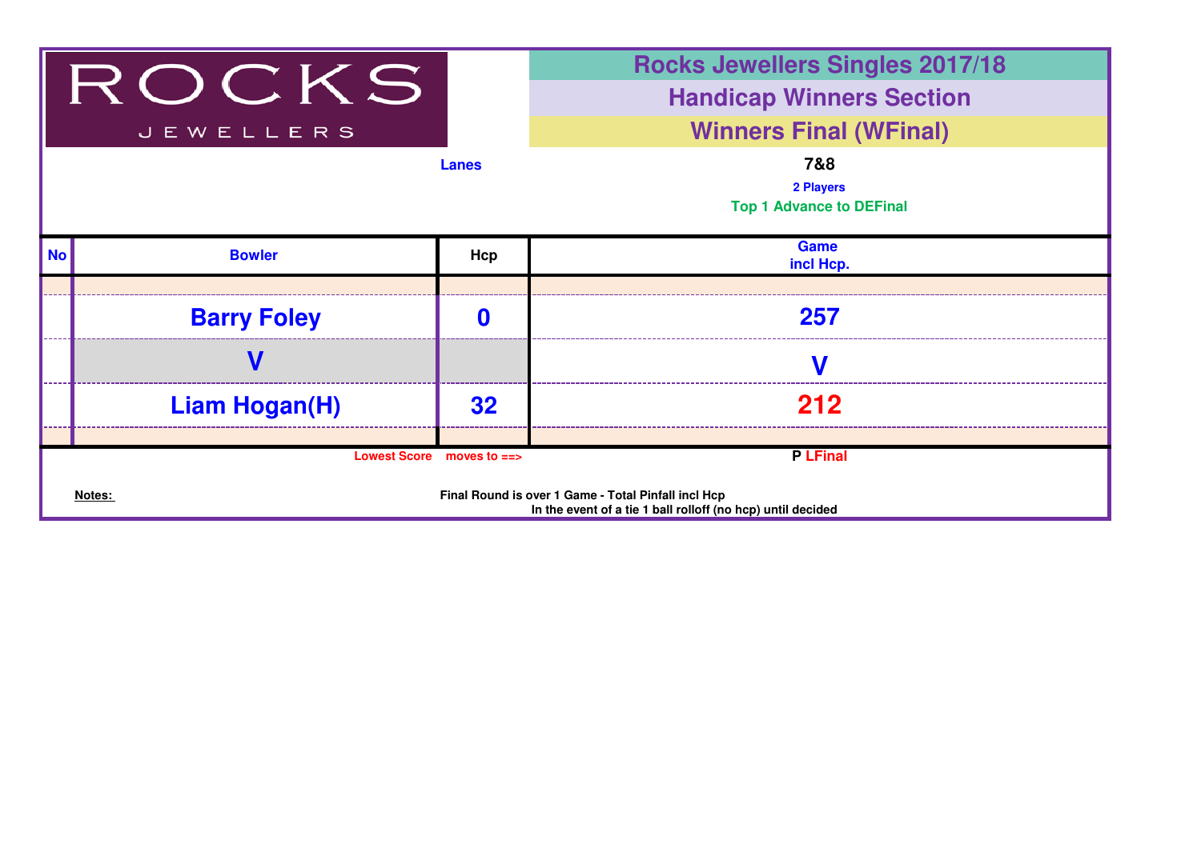ROCKS JEWELLERS

# Rocks Jewellers Singles 2017/18

## Handicap Winners Section

## Winners Final (WFinal)

**Lanes** 7&8

2 Players

Top 1 Advance to DEFinal

| No | Bowler | Hcp | Game incl Hcp. |
|---|---|---|---|
| | Barry Foley | 0 | 257 |
| | V | | V |
| | Liam Hogan(H) | 32 | 212 |

Lowest Score moves to ==> P LFinal

**Notes:**

Final Round is over 1 Game - Total Pinfall incl Hcp

In the event of a tie 1 ball rolloff (no hcp) until decided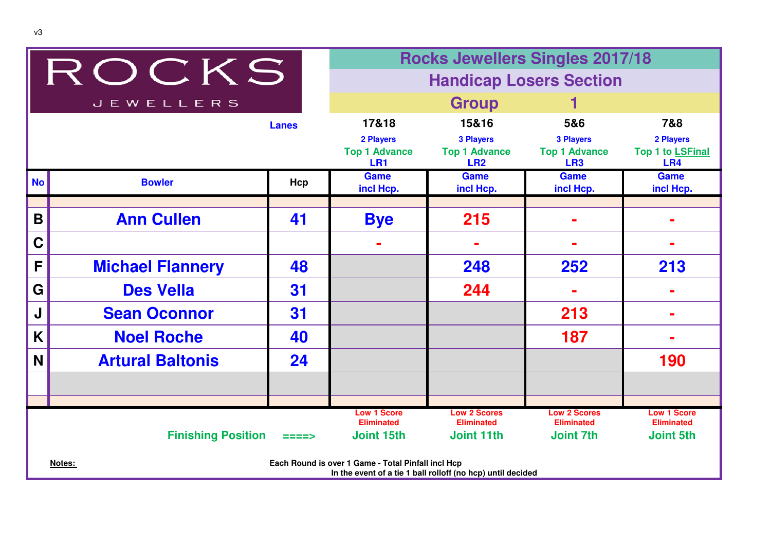v3

ROCKS JEWELLERS

# Rocks Jewellers Singles 2017/18

## Handicap Losers Section

## Group 1

| No | Bowler | Hcp | 17&18<br>2 Players<br>Top 1 Advance<br>LR1<br>Game incl Hcp. | 15&16<br>3 Players<br>Top 1 Advance<br>LR2<br>Game incl Hcp. | 5&6<br>3 Players<br>Top 1 Advance<br>LR3<br>Game incl Hcp. | 7&8<br>2 Players<br>Top 1 to LSFinal<br>LR4<br>Game incl Hcp. |
|---|---|---|---|---|---|---|
| B | Ann Cullen | 41 | Bye | 215 | - | - |
| C | | | - | - | - | - |
| F | Michael Flannery | 48 | | 248 | 252 | 213 |
| G | Des Vella | 31 | | 244 | - | - |
| J | Sean Oconnor | 31 | | | 213 | - |
| K | Noel Roche | 40 | | | 187 | - |
| N | Artural Baltonis | 24 | | | | 190 |
| | | | | | | |
| | | | Low 1 Score Eliminated | Low 2 Scores Eliminated | Low 2 Scores Eliminated | Low 1 Score Eliminated |
| | Finishing Position | ====> | Joint 15th | Joint 11th | Joint 7th | Joint 5th |

Lanes

**Notes:**

Each Round is over 1 Game - Total Pinfall incl Hcp

In the event of a tie 1 ball rolloff (no hcp) until decided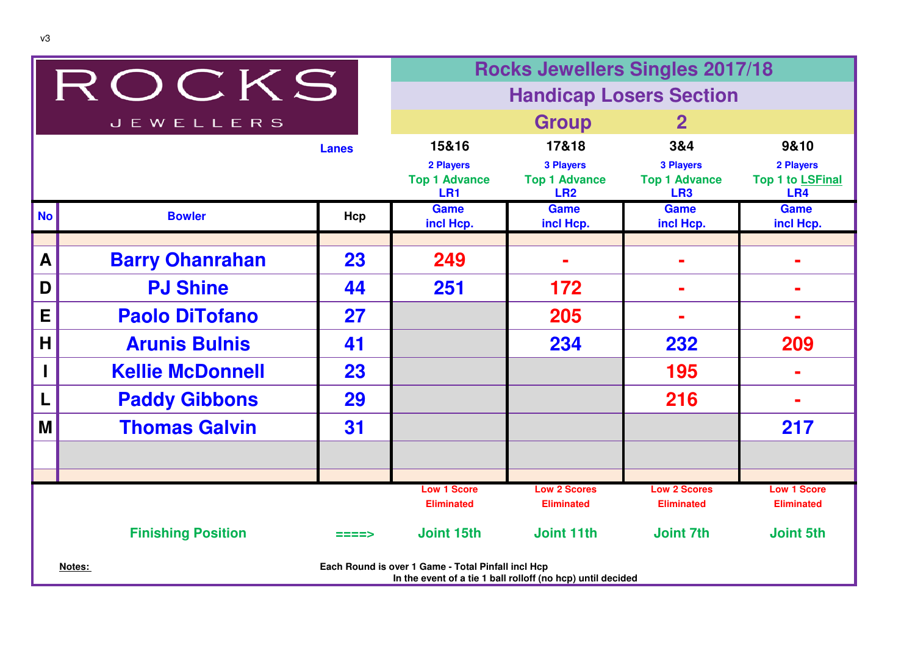v3

ROCKS JEWELLERS

# Rocks Jewellers Singles 2017/18

## Handicap Losers Section

## Group 2

| No | Bowler | Hcp | Lanes 15&16<br>2 Players<br>Top 1 Advance<br>LR1<br>Game incl Hcp. | 17&18<br>3 Players<br>Top 1 Advance<br>LR2<br>Game incl Hcp. | 3&4<br>3 Players<br>Top 1 Advance<br>LR3<br>Game incl Hcp. | 9&10<br>2 Players<br>Top 1 to LSFinal<br>LR4<br>Game incl Hcp. |
|---|---|---|---|---|---|---|
| A | Barry Ohanrahan | 23 | 249 | - | - | - |
| D | PJ Shine | 44 | 251 | 172 | - | - |
| E | Paolo DiTofano | 27 | | 205 | - | - |
| H | Arunis Bulnis | 41 | | 234 | 232 | 209 |
| I | Kellie McDonnell | 23 | | | 195 | - |
| L | Paddy Gibbons | 29 | | | 216 | - |
| M | Thomas Galvin | 31 | | | | 217 |
| | | | | | | |
| | | | Low 1 Score Eliminated | Low 2 Scores Eliminated | Low 2 Scores Eliminated | Low 1 Score Eliminated |
| | Finishing Position | ====> | Joint 15th | Joint 11th | Joint 7th | Joint 5th |

**Notes:** Each Round is over 1 Game - Total Pinfall incl Hcp

In the event of a tie 1 ball rolloff (no hcp) until decided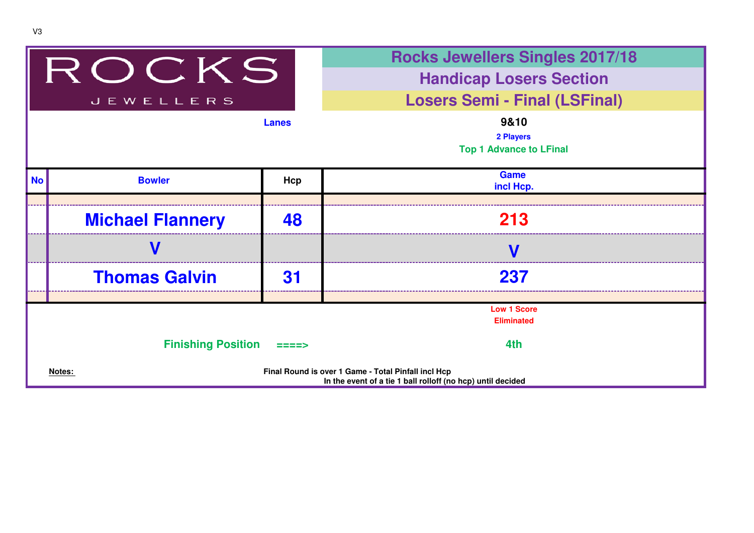V3

ROCKS
JEWELLERS

# Rocks Jewellers Singles 2017/18

## Handicap Losers Section

## Losers Semi - Final (LSFinal)

**Lanes** 9&10

2 Players

Top 1 Advance to LFinal

| No | Bowler | Hcp | Game incl Hcp. |
|---|---|---|---|
| | Michael Flannery | 48 | 213 |
| | V | | V |
| | Thomas Galvin | 31 | 237 |

Low 1 Score Eliminated

**Finishing Position** ====> 4th

**Notes:** Final Round is over 1 Game - Total Pinfall incl Hcp
In the event of a tie 1 ball rolloff (no hcp) until decided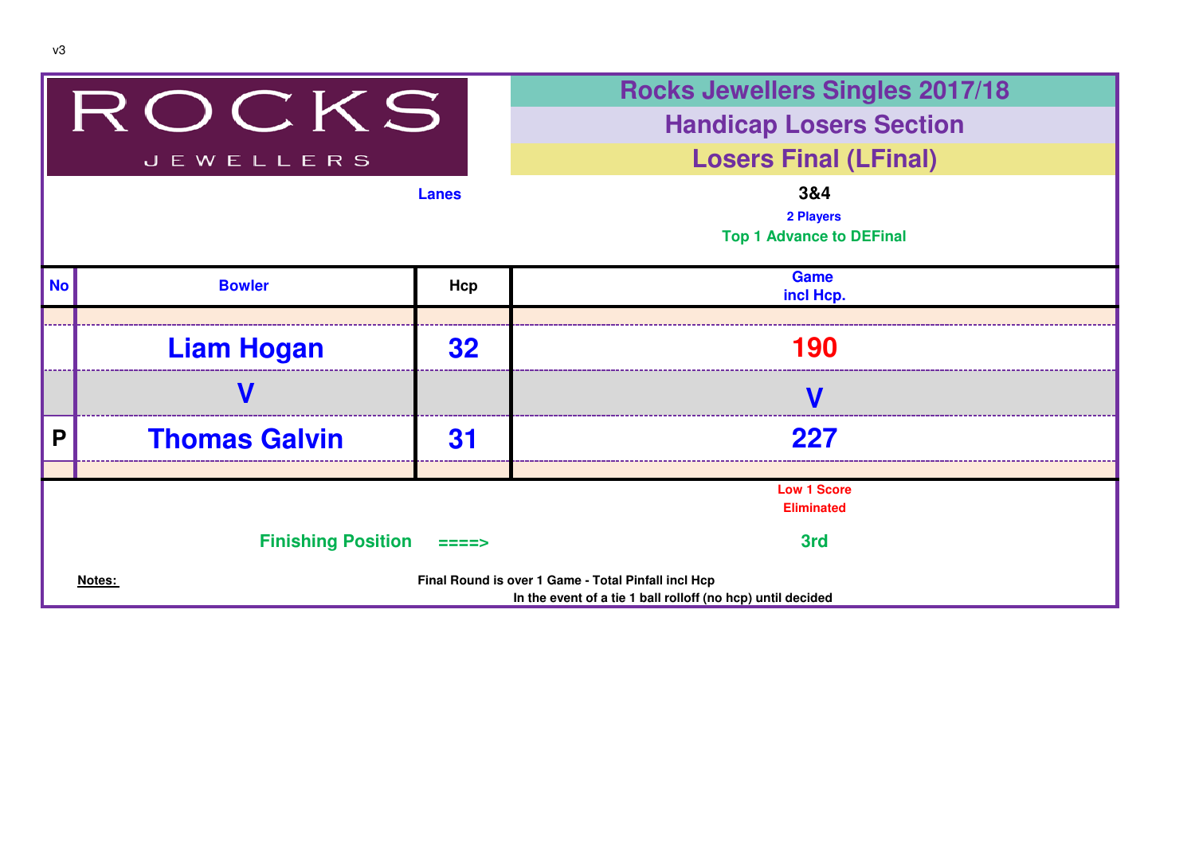v3

ROCKS JEWELLERS

# Rocks Jewellers Singles 2017/18

## Handicap Losers Section

## Losers Final (LFinal)

Lanes 3&4

2 Players

Top 1 Advance to DEFinal

| No | Bowler | Hcp | Game incl Hcp. |
|---|---|---|---|
| | Liam Hogan | 32 | 190 |
| | V | | V |
| P | Thomas Galvin | 31 | 227 |

Low 1 Score Eliminated

Finishing Position ====> 3rd

**Notes:** Final Round is over 1 Game - Total Pinfall incl Hcp
In the event of a tie 1 ball rolloff (no hcp) until decided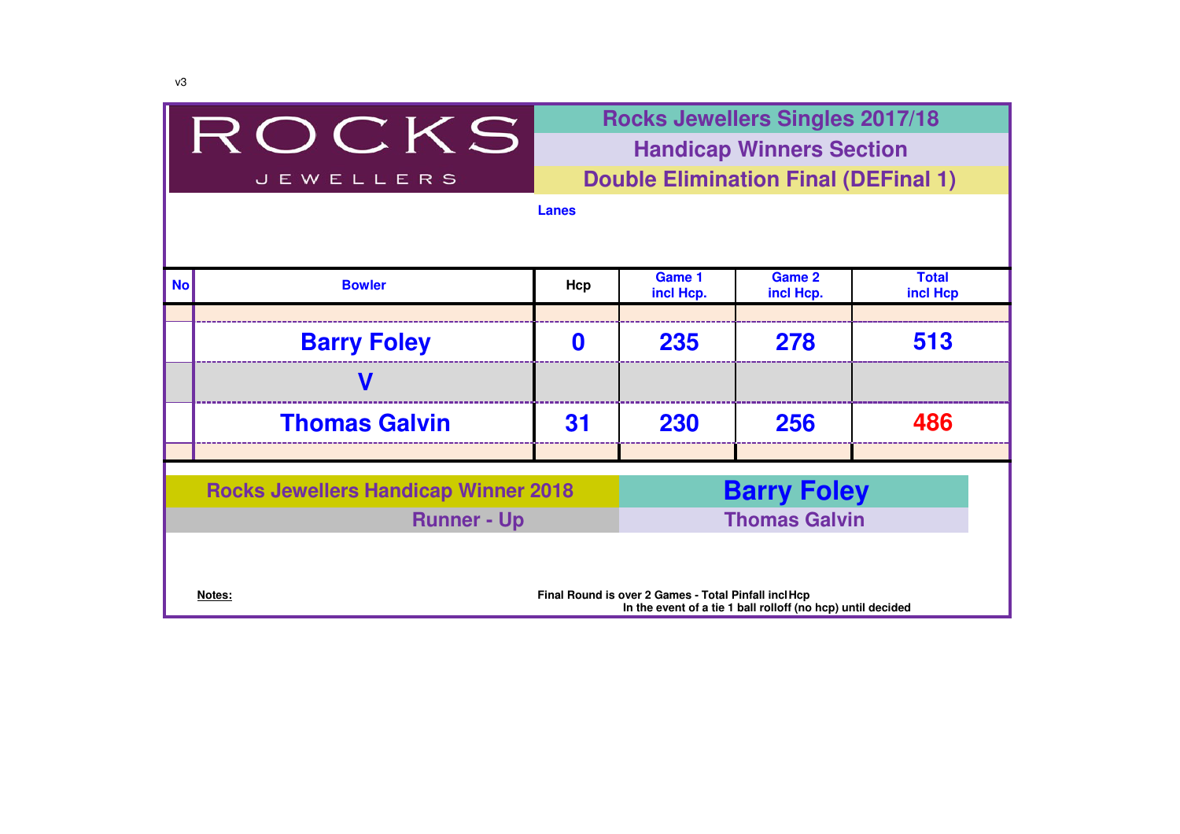v3

ROCKS
JEWELLERS

# Rocks Jewellers Singles 2017/18

## Handicap Winners Section

## Double Elimination Final (DEFinal 1)

**Lanes**

| No | Bowler | Hcp | Game 1 incl Hcp. | Game 2 incl Hcp. | Total incl Hcp |
|---|---|---|---|---|---|
| | **Barry Foley** | **0** | **235** | **278** | **513** |
| | **V** | | | | |
| | **Thomas Galvin** | **31** | **230** | **256** | **486** |

| | |
|---|---|
| **Rocks Jewellers Handicap Winner 2018** | **Barry Foley** |
| **Runner - Up** | **Thomas Galvin** |

**Notes:**

**Final Round is over 2 Games - Total Pinfall incl Hcp**
**In the event of a tie 1 ball rolloff (no hcp) until decided**